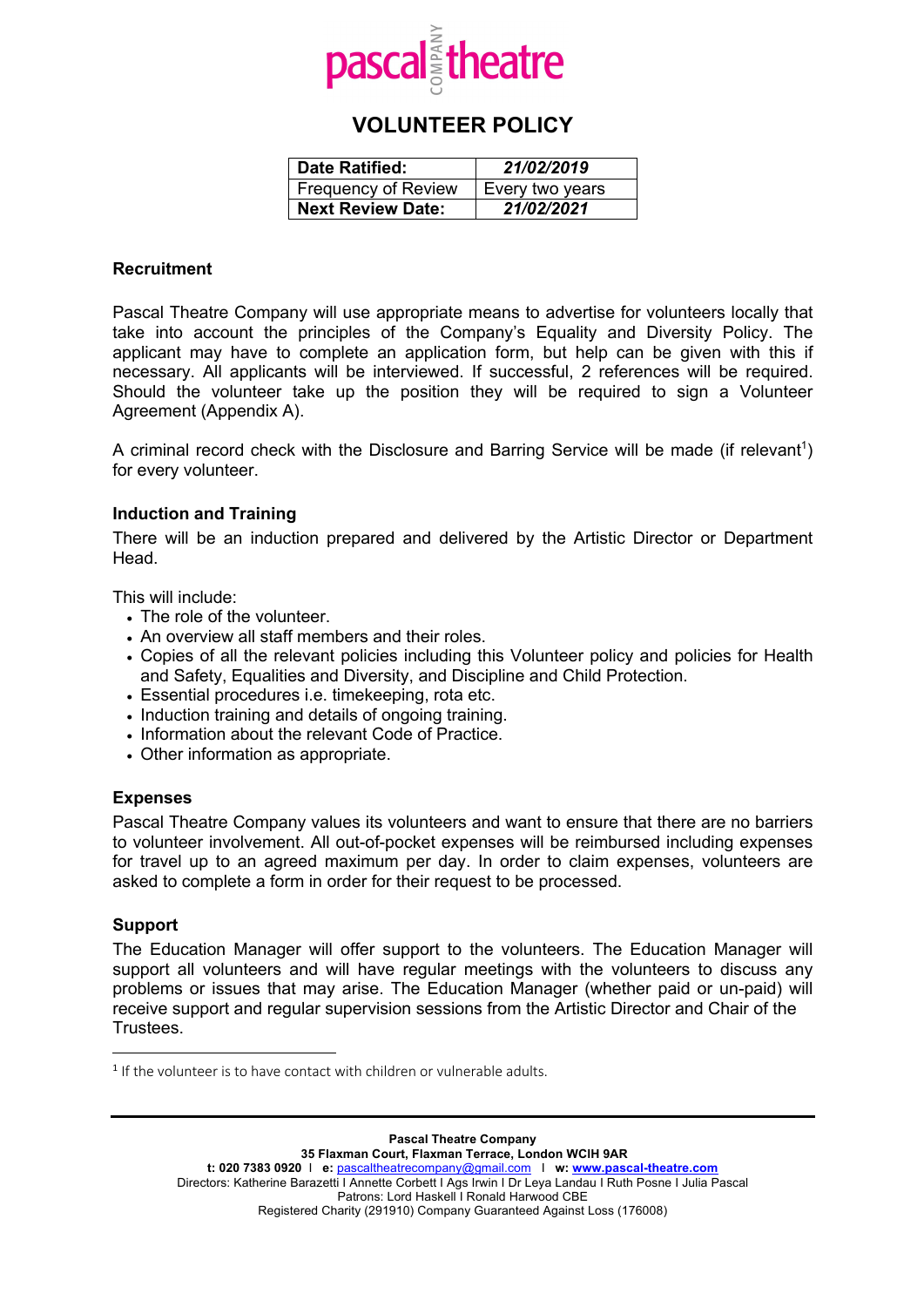# VOLUNTEER POLICY

| **Date Ratified:** | ***21/02/2019*** |
|---|---|
| Frequency of Review | Every two years |
| **Next Review Date:** | ***21/02/2021*** |

## Recruitment

Pascal Theatre Company will use appropriate means to advertise for volunteers locally that take into account the principles of the Company's Equality and Diversity Policy. The applicant may have to complete an application form, but help can be given with this if necessary. All applicants will be interviewed. If successful, 2 references will be required. Should the volunteer take up the position they will be required to sign a Volunteer Agreement (Appendix A).

A criminal record check with the Disclosure and Barring Service will be made (if relevant[1]) for every volunteer.

## Induction and Training

There will be an induction prepared and delivered by the Artistic Director or Department Head.

This will include:

- The role of the volunteer.
- An overview all staff members and their roles.
- Copies of all the relevant policies including this Volunteer policy and policies for Health and Safety, Equalities and Diversity, and Discipline and Child Protection.
- Essential procedures i.e. timekeeping, rota etc.
- Induction training and details of ongoing training.
- Information about the relevant Code of Practice.
- Other information as appropriate.

## Expenses

Pascal Theatre Company values its volunteers and want to ensure that there are no barriers to volunteer involvement. All out-of-pocket expenses will be reimbursed including expenses for travel up to an agreed maximum per day. In order to claim expenses, volunteers are asked to complete a form in order for their request to be processed.

## Support

The Education Manager will offer support to the volunteers. The Education Manager will support all volunteers and will have regular meetings with the volunteers to discuss any problems or issues that may arise. The Education Manager (whether paid or un-paid) will receive support and regular supervision sessions from the Artistic Director and Chair of the Trustees.

[1] If the volunteer is to have contact with children or vulnerable adults.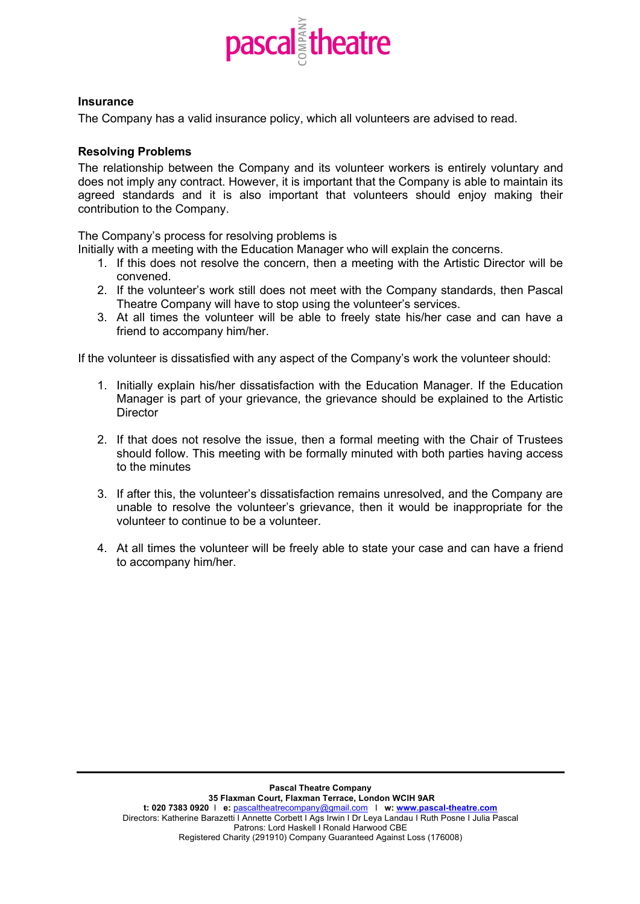**Insurance**

The Company has a valid insurance policy, which all volunteers are advised to read.

**Resolving Problems**

The relationship between the Company and its volunteer workers is entirely voluntary and does not imply any contract. However, it is important that the Company is able to maintain its agreed standards and it is also important that volunteers should enjoy making their contribution to the Company.

The Company's process for resolving problems is
Initially with a meeting with the Education Manager who will explain the concerns.

1. If this does not resolve the concern, then a meeting with the Artistic Director will be convened.
2. If the volunteer's work still does not meet with the Company standards, then Pascal Theatre Company will have to stop using the volunteer's services.
3. At all times the volunteer will be able to freely state his/her case and can have a friend to accompany him/her.

If the volunteer is dissatisfied with any aspect of the Company's work the volunteer should:

1. Initially explain his/her dissatisfaction with the Education Manager. If the Education Manager is part of your grievance, the grievance should be explained to the Artistic Director

2. If that does not resolve the issue, then a formal meeting with the Chair of Trustees should follow. This meeting with be formally minuted with both parties having access to the minutes

3. If after this, the volunteer's dissatisfaction remains unresolved, and the Company are unable to resolve the volunteer's grievance, then it would be inappropriate for the volunteer to continue to be a volunteer.

4. At all times the volunteer will be freely able to state your case and can have a friend to accompany him/her.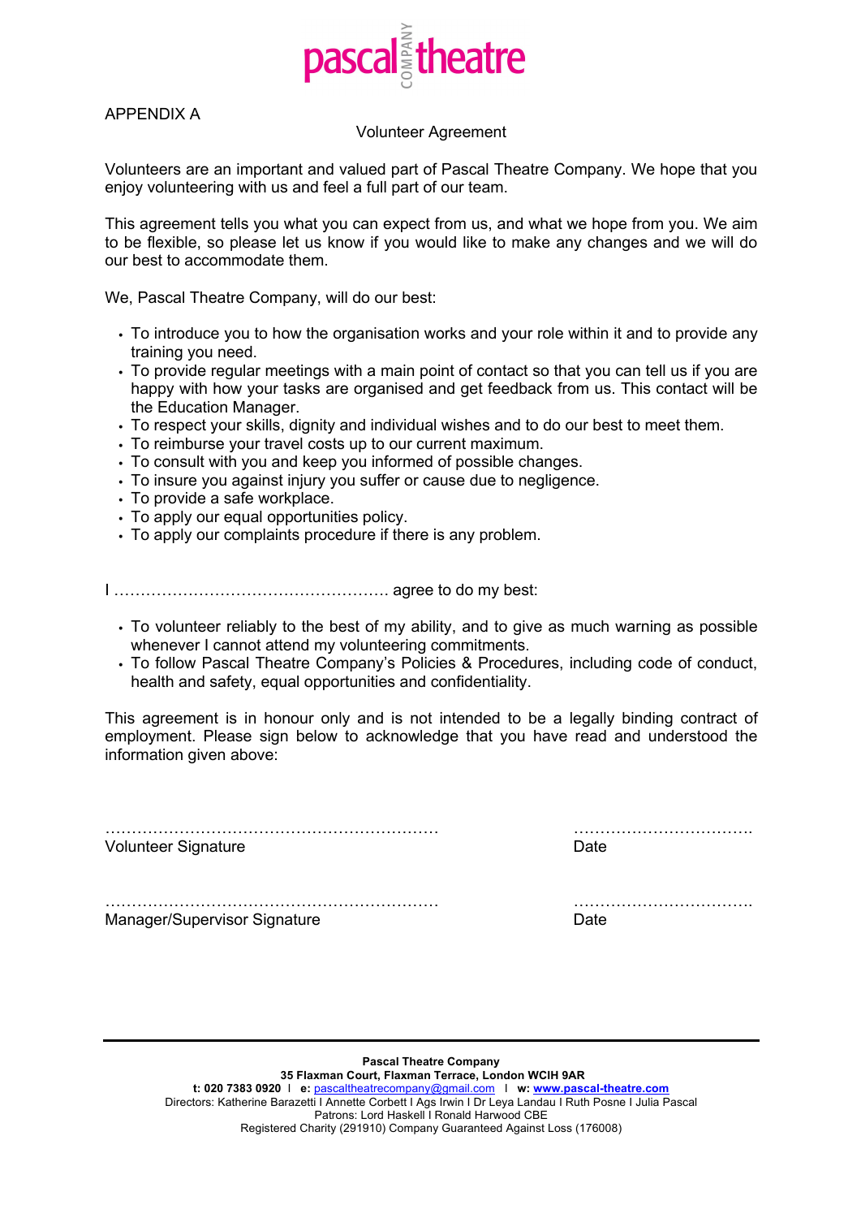APPENDIX A

Volunteer Agreement

Volunteers are an important and valued part of Pascal Theatre Company. We hope that you enjoy volunteering with us and feel a full part of our team.

This agreement tells you what you can expect from us, and what we hope from you. We aim to be flexible, so please let us know if you would like to make any changes and we will do our best to accommodate them.

We, Pascal Theatre Company, will do our best:

- To introduce you to how the organisation works and your role within it and to provide any training you need.
- To provide regular meetings with a main point of contact so that you can tell us if you are happy with how your tasks are organised and get feedback from us. This contact will be the Education Manager.
- To respect your skills, dignity and individual wishes and to do our best to meet them.
- To reimburse your travel costs up to our current maximum.
- To consult with you and keep you informed of possible changes.
- To insure you against injury you suffer or cause due to negligence.
- To provide a safe workplace.
- To apply our equal opportunities policy.
- To apply our complaints procedure if there is any problem.

I ……………………………………………. agree to do my best:

- To volunteer reliably to the best of my ability, and to give as much warning as possible whenever I cannot attend my volunteering commitments.
- To follow Pascal Theatre Company's Policies & Procedures, including code of conduct, health and safety, equal opportunities and confidentiality.

This agreement is in honour only and is not intended to be a legally binding contract of employment. Please sign below to acknowledge that you have read and understood the information given above:

……………………………………………………… ……………………………
Volunteer Signature Date

……………………………………………………… ……………………………
Manager/Supervisor Signature Date

**Pascal Theatre Company**
**35 Flaxman Court, Flaxman Terrace, London WCIH 9AR**
**t: 020 7383 0920** I **e:** pascaltheatrecompany@gmail.com I **w: www.pascal-theatre.com**
Directors: Katherine Barazetti I Annette Corbett I Ags Irwin I Dr Leya Landau I Ruth Posne I Julia Pascal
Patrons: Lord Haskell I Ronald Harwood CBE
Registered Charity (291910) Company Guaranteed Against Loss (176008)